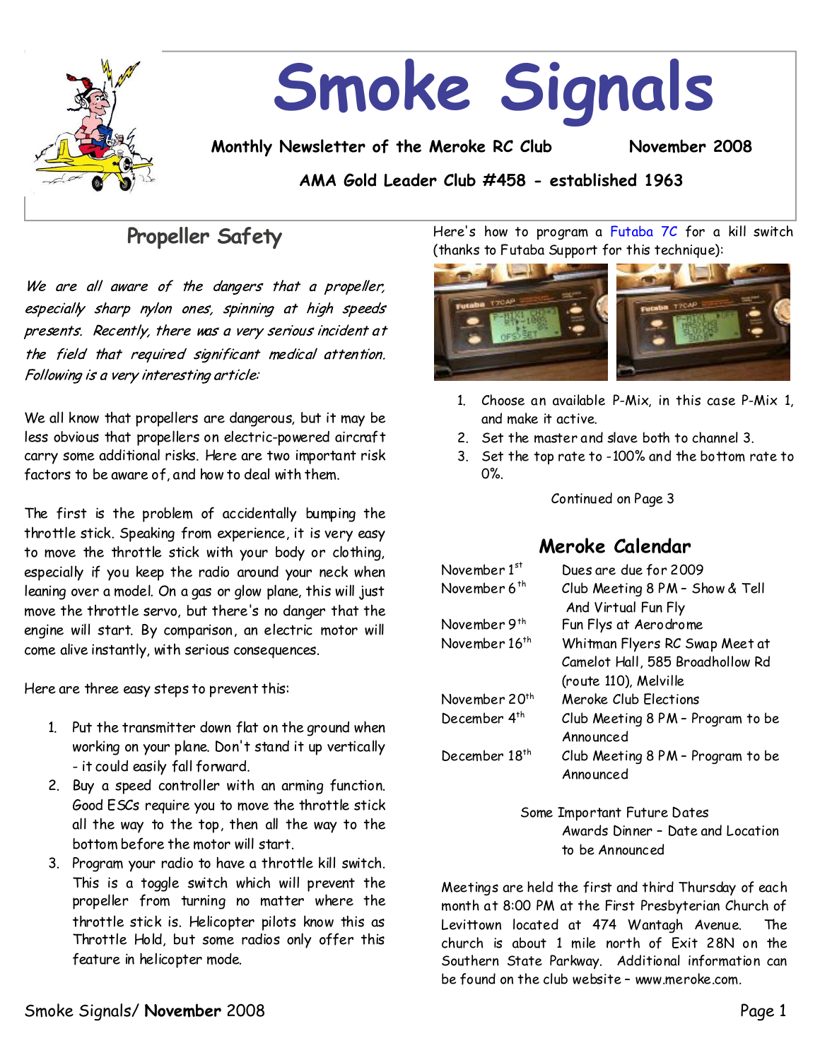# Smoke Signals

**Monthly Newsletter of the Meroke RC Club** **November 2008**

**AMA Gold Leader Club #458 - established 1963**

## Propeller Safety

*We are all aware of the dangers that a propeller, especially sharp nylon ones, spinning at high speeds presents. Recently, there was a very serious incident at the field that required significant medical attention. Following is a very interesting article:*

We all know that propellers are dangerous, but it may be less obvious that propellers on electric-powered aircraft carry some additional risks. Here are two important risk factors to be aware of, and how to deal with them.

The first is the problem of accidentally bumping the throttle stick. Speaking from experience, it is very easy to move the throttle stick with your body or clothing, especially if you keep the radio around your neck when leaning over a model. On a gas or glow plane, this will just move the throttle servo, but there's no danger that the engine will start. By comparison, an electric motor will come alive instantly, with serious consequences.

Here are three easy steps to prevent this:

1. Put the transmitter down flat on the ground when working on your plane. Don't stand it up vertically - it could easily fall forward.
2. Buy a speed controller with an arming function. Good ESCs require you to move the throttle stick all the way to the top, then all the way to the bottom before the motor will start.
3. Program your radio to have a throttle kill switch. This is a toggle switch which will prevent the propeller from turning no matter where the throttle stick is. Helicopter pilots know this as Throttle Hold, but some radios only offer this feature in helicopter mode.

Here's how to program a Futaba 7C for a kill switch (thanks to Futaba Support for this technique):

1. Choose an available P-Mix, in this case P-Mix 1, and make it active.
2. Set the master and slave both to channel 3.
3. Set the top rate to -100% and the bottom rate to 0%.

Continued on Page 3

## Meroke Calendar

| | |
|---|---|
| November 1st | Dues are due for 2009 |
| November 6th | Club Meeting 8 PM – Show & Tell And Virtual Fun Fly |
| November 9th | Fun Flys at Aerodrome |
| November 16th | Whitman Flyers RC Swap Meet at Camelot Hall, 585 Broadhollow Rd (route 110), Melville |
| November 20th | Meroke Club Elections |
| December 4th | Club Meeting 8 PM – Program to be Announced |
| December 18th | Club Meeting 8 PM – Program to be Announced |

Some Important Future Dates

Awards Dinner – Date and Location to be Announced

Meetings are held the first and third Thursday of each month at 8:00 PM at the First Presbyterian Church of Levittown located at 474 Wantagh Avenue. The church is about 1 mile north of Exit 28N on the Southern State Parkway. Additional information can be found on the club website – www.meroke.com.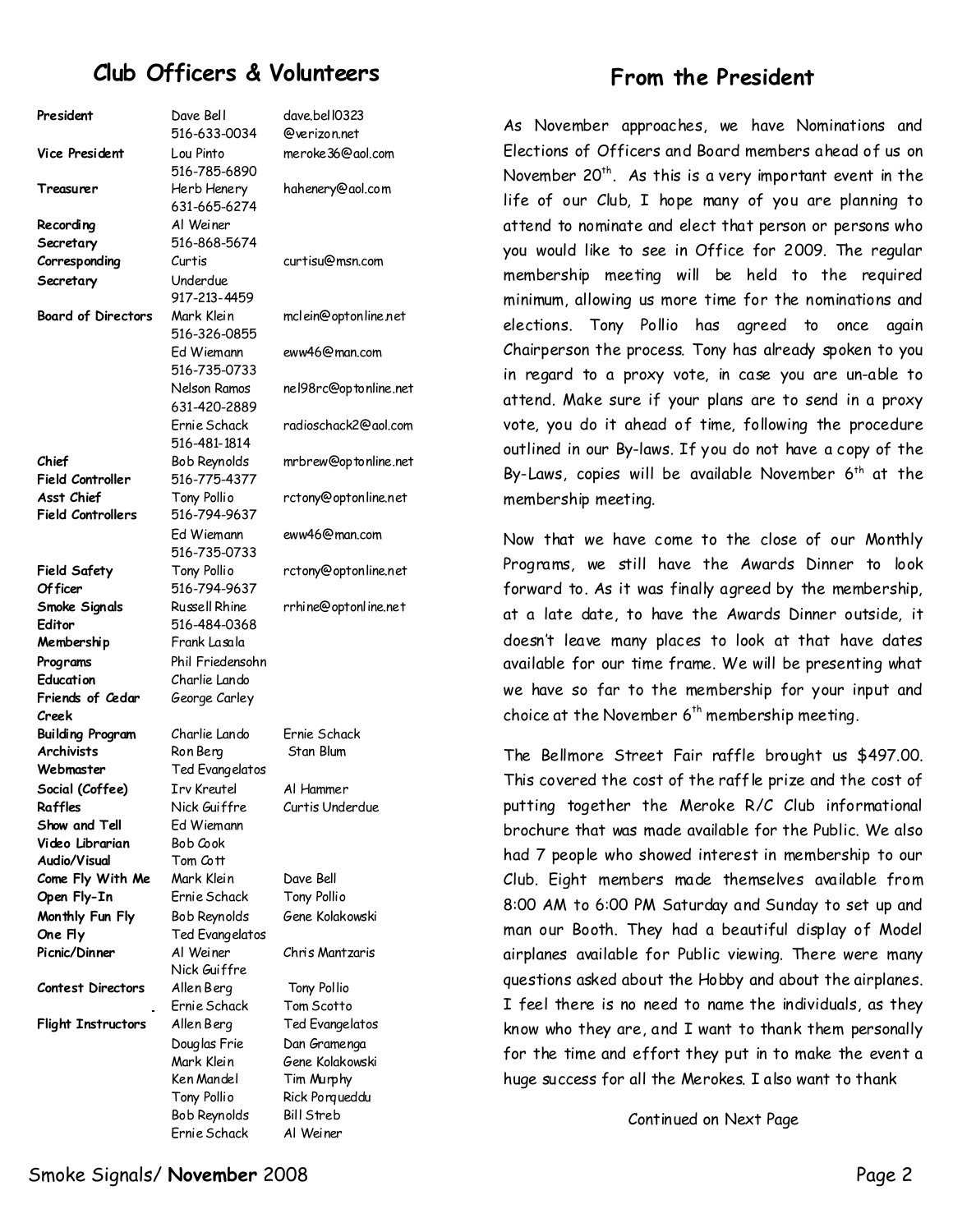## Club Officers & Volunteers

| Position | Name / Phone | Email / Additional |
|---|---|---|
| **President** | Dave Bell 516-633-0034 | dave.bell0323 @verizon.net |
| **Vice President** | Lou Pinto 516-785-6890 | meroke36@aol.com |
| **Treasurer** | Herb Henery 631-665-6274 | hahenery@aol.com |
| **Recording Secretary** | Al Weiner 516-868-5674 | |
| **Corresponding Secretary** | Curtis Underdue 917-213-4459 | curtisu@msn.com |
| **Board of Directors** | Mark Klein 516-326-0855 | mclein@optonline.net |
| | Ed Wiemann 516-735-0733 | eww46@man.com |
| | Nelson Ramos 631-420-2889 | nel98rc@optonline.net |
| | Ernie Schack 516-481-1814 | radioschack2@aol.com |
| **Chief Field Controller** | Bob Reynolds 516-775-4377 | mrbrew@optonline.net |
| **Asst Chief Field Controllers** | Tony Pollio 516-794-9637 | rctony@optonline.net |
| | Ed Wiemann 516-735-0733 | eww46@man.com |
| **Field Safety Officer** | Tony Pollio 516-794-9637 | rctony@optonline.net |
| **Smoke Signals Editor** | Russell Rhine 516-484-0368 | rrhine@optonline.net |
| **Membership** | Frank Lasala | |
| **Programs** | Phil Friedensohn | |
| **Education** | Charlie Lando | |
| **Friends of Cedar Creek** | George Carley | |
| **Building Program** | Charlie Lando | Ernie Schack |
| **Archivists** | Ron Berg | Stan Blum |
| **Webmaster** | Ted Evangelatos | |
| **Social (Coffee)** | Irv Kreutel | Al Hammer |
| **Raffles** | Nick Guiffre | Curtis Underdue |
| **Show and Tell** | Ed Wiemann | |
| **Video Librarian** | Bob Cook | |
| **Audio/Visual** | Tom Cott | |
| **Come Fly With Me** | Mark Klein | Dave Bell |
| **Open Fly-In** | Ernie Schack | Tony Pollio |
| **Monthly Fun Fly** | Bob Reynolds | Gene Kolakowski |
| **One Fly** | Ted Evangelatos | |
| **Picnic/Dinner** | Al Weiner | Chris Mantzaris |
| | Nick Guiffre | |
| **Contest Directors** | Allen Berg | Tony Pollio |
| | Ernie Schack | Tom Scotto |
| **Flight Instructors** | Allen Berg | Ted Evangelatos |
| | Douglas Frie | Dan Gramenga |
| | Mark Klein | Gene Kolakowski |
| | Ken Mandel | Tim Murphy |
| | Tony Pollio | Rick Porqueddu |
| | Bob Reynolds | Bill Streb |
| | Ernie Schack | Al Weiner |

## From the President

As November approaches, we have Nominations and Elections of Officers and Board members ahead of us on November 20th. As this is a very important event in the life of our Club, I hope many of you are planning to attend to nominate and elect that person or persons who you would like to see in Office for 2009. The regular membership meeting will be held to the required minimum, allowing us more time for the nominations and elections. Tony Pollio has agreed to once again Chairperson the process. Tony has already spoken to you in regard to a proxy vote, in case you are un-able to attend. Make sure if your plans are to send in a proxy vote, you do it ahead of time, following the procedure outlined in our By-laws. If you do not have a copy of the By-Laws, copies will be available November 6th at the membership meeting.

Now that we have come to the close of our Monthly Programs, we still have the Awards Dinner to look forward to. As it was finally agreed by the membership, at a late date, to have the Awards Dinner outside, it doesn't leave many places to look at that have dates available for our time frame. We will be presenting what we have so far to the membership for your input and choice at the November 6th membership meeting.

The Bellmore Street Fair raffle brought us $497.00. This covered the cost of the raffle prize and the cost of putting together the Meroke R/C Club informational brochure that was made available for the Public. We also had 7 people who showed interest in membership to our Club. Eight members made themselves available from 8:00 AM to 6:00 PM Saturday and Sunday to set up and man our Booth. They had a beautiful display of Model airplanes available for Public viewing. There were many questions asked about the Hobby and about the airplanes. I feel there is no need to name the individuals, as they know who they are, and I want to thank them personally for the time and effort they put in to make the event a huge success for all the Merokes. I also want to thank

Continued on Next Page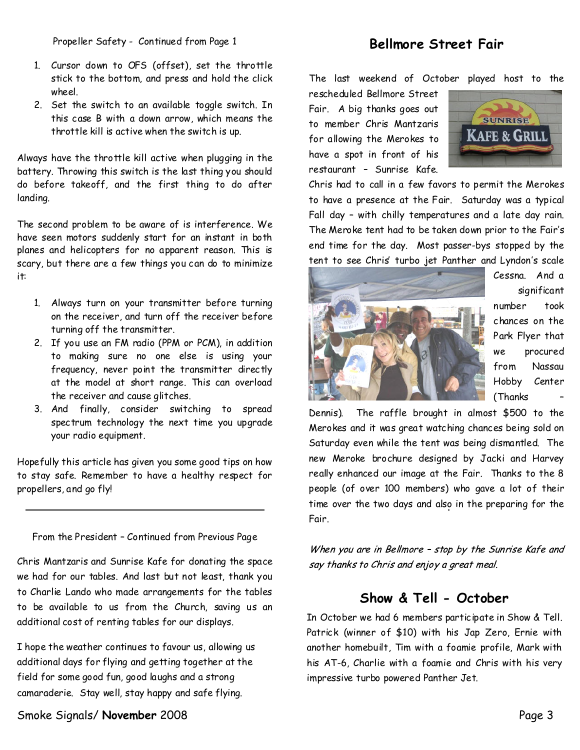Propeller Safety - Continued from Page 1

1. Cursor down to OFS (offset), set the throttle stick to the bottom, and press and hold the click wheel.
2. Set the switch to an available toggle switch. In this case B with a down arrow, which means the throttle kill is active when the switch is up.

Always have the throttle kill active when plugging in the battery. Throwing this switch is the last thing you should do before takeoff, and the first thing to do after landing.

The second problem to be aware of is interference. We have seen motors suddenly start for an instant in both planes and helicopters for no apparent reason. This is scary, but there are a few things you can do to minimize it:

1. Always turn on your transmitter before turning on the receiver, and turn off the receiver before turning off the transmitter.
2. If you use an FM radio (PPM or PCM), in addition to making sure no one else is using your frequency, never point the transmitter directly at the model at short range. This can overload the receiver and cause glitches.
3. And finally, consider switching to spread spectrum technology the next time you upgrade your radio equipment.

Hopefully this article has given you some good tips on how to stay safe. Remember to have a healthy respect for propellers, and go fly!

---

From the President – Continued from Previous Page

Chris Mantzaris and Sunrise Kafe for donating the space we had for our tables. And last but not least, thank you to Charlie Lando who made arrangements for the tables to be available to us from the Church, saving us an additional cost of renting tables for our displays.

I hope the weather continues to favour us, allowing us additional days for flying and getting together at the field for some good fun, good laughs and a strong camaraderie. Stay well, stay happy and safe flying.

## Bellmore Street Fair

The last weekend of October played host to the rescheduled Bellmore Street Fair. A big thanks goes out to member Chris Mantzaris for allowing the Merokes to have a spot in front of his restaurant – Sunrise Kafe. Chris had to call in a few favors to permit the Merokes to have a presence at the Fair. Saturday was a typical Fall day – with chilly temperatures and a late day rain. The Meroke tent had to be taken down prior to the Fair's end time for the day. Most passer-bys stopped by the tent to see Chris' turbo jet Panther and Lyndon's scale Cessna. And a significant number took chances on the Park Flyer that we procured from Nassau Hobby Center (Thanks – Dennis). The raffle brought in almost $500 to the Merokes and it was great watching chances being sold on Saturday even while the tent was being dismantled. The new Meroke brochure designed by Jacki and Harvey really enhanced our image at the Fair. Thanks to the 8 people (of over 100 members) who gave a lot of their time over the two days and also in the preparing for the Fair.

*When you are in Bellmore – stop by the Sunrise Kafe and say thanks to Chris and enjoy a great meal.*

## Show & Tell - October

In October we had 6 members participate in Show & Tell. Patrick (winner of $10) with his Jap Zero, Ernie with another homebuilt, Tim with a foamie profile, Mark with his AT-6, Charlie with a foamie and Chris with his very impressive turbo powered Panther Jet.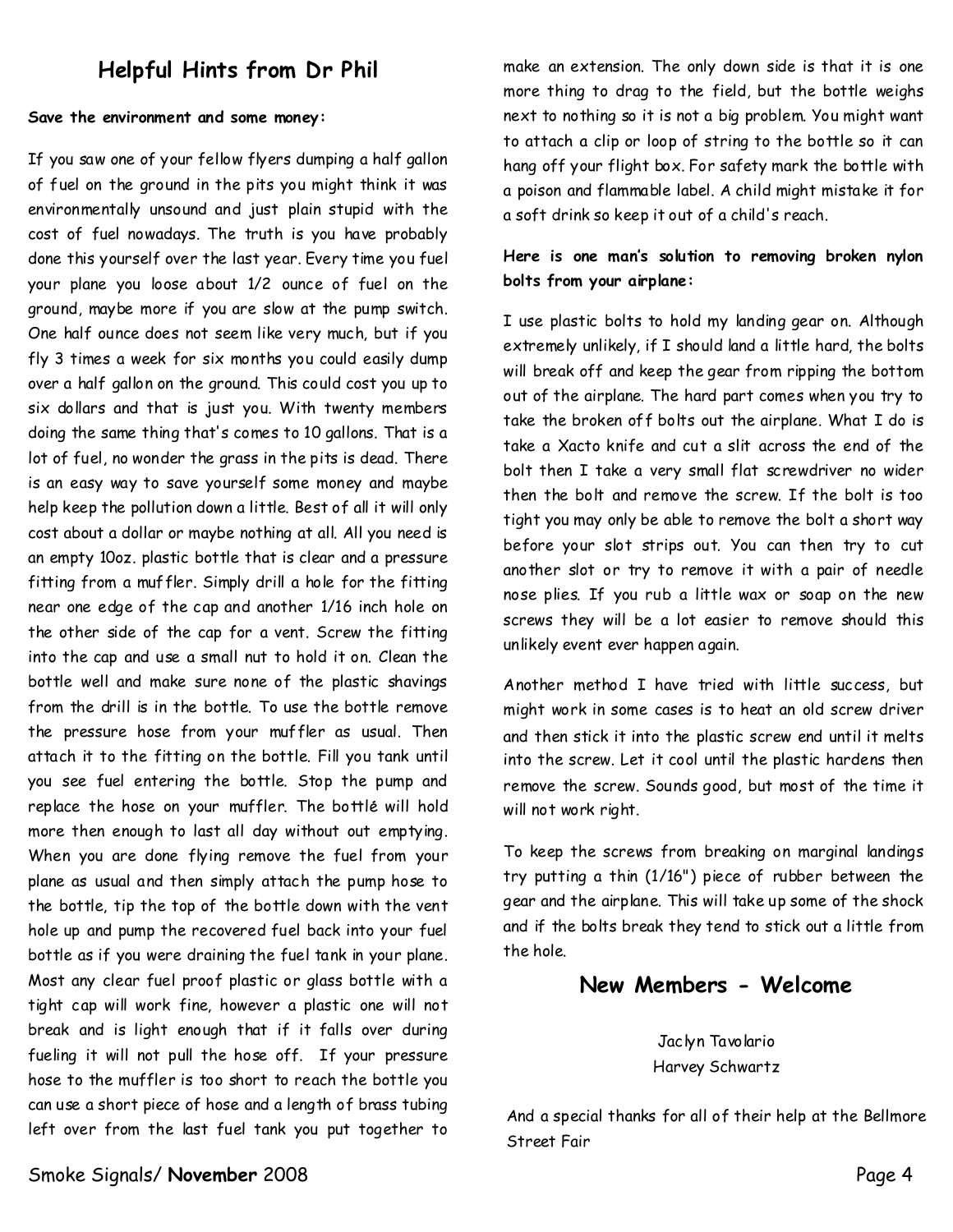## Helpful Hints from Dr Phil

**Save the environment and some money:**

If you saw one of your fellow flyers dumping a half gallon of fuel on the ground in the pits you might think it was environmentally unsound and just plain stupid with the cost of fuel nowadays. The truth is you have probably done this yourself over the last year. Every time you fuel your plane you loose about 1/2 ounce of fuel on the ground, maybe more if you are slow at the pump switch. One half ounce does not seem like very much, but if you fly 3 times a week for six months you could easily dump over a half gallon on the ground. This could cost you up to six dollars and that is just you. With twenty members doing the same thing that's comes to 10 gallons. That is a lot of fuel, no wonder the grass in the pits is dead. There is an easy way to save yourself some money and maybe help keep the pollution down a little. Best of all it will only cost about a dollar or maybe nothing at all. All you need is an empty 10oz. plastic bottle that is clear and a pressure fitting from a muffler. Simply drill a hole for the fitting near one edge of the cap and another 1/16 inch hole on the other side of the cap for a vent. Screw the fitting into the cap and use a small nut to hold it on. Clean the bottle well and make sure none of the plastic shavings from the drill is in the bottle. To use the bottle remove the pressure hose from your muffler as usual. Then attach it to the fitting on the bottle. Fill you tank until you see fuel entering the bottle. Stop the pump and replace the hose on your muffler. The bottle will hold more then enough to last all day without out emptying. When you are done flying remove the fuel from your plane as usual and then simply attach the pump hose to the bottle, tip the top of the bottle down with the vent hole up and pump the recovered fuel back into your fuel bottle as if you were draining the fuel tank in your plane. Most any clear fuel proof plastic or glass bottle with a tight cap will work fine, however a plastic one will not break and is light enough that if it falls over during fueling it will not pull the hose off. If your pressure hose to the muffler is too short to reach the bottle you can use a short piece of hose and a length of brass tubing left over from the last fuel tank you put together to make an extension. The only down side is that it is one more thing to drag to the field, but the bottle weighs next to nothing so it is not a big problem. You might want to attach a clip or loop of string to the bottle so it can hang off your flight box. For safety mark the bottle with a poison and flammable label. A child might mistake it for a soft drink so keep it out of a child's reach.

**Here is one man's solution to removing broken nylon bolts from your airplane:**

I use plastic bolts to hold my landing gear on. Although extremely unlikely, if I should land a little hard, the bolts will break off and keep the gear from ripping the bottom out of the airplane. The hard part comes when you try to take the broken off bolts out the airplane. What I do is take a Xacto knife and cut a slit across the end of the bolt then I take a very small flat screwdriver no wider then the bolt and remove the screw. If the bolt is too tight you may only be able to remove the bolt a short way before your slot strips out. You can then try to cut another slot or try to remove it with a pair of needle nose plies. If you rub a little wax or soap on the new screws they will be a lot easier to remove should this unlikely event ever happen again.

Another method I have tried with little success, but might work in some cases is to heat an old screw driver and then stick it into the plastic screw end until it melts into the screw. Let it cool until the plastic hardens then remove the screw. Sounds good, but most of the time it will not work right.

To keep the screws from breaking on marginal landings try putting a thin (1/16") piece of rubber between the gear and the airplane. This will take up some of the shock and if the bolts break they tend to stick out a little from the hole.

## New Members - Welcome

Jaclyn Tavolario
Harvey Schwartz

And a special thanks for all of their help at the Bellmore Street Fair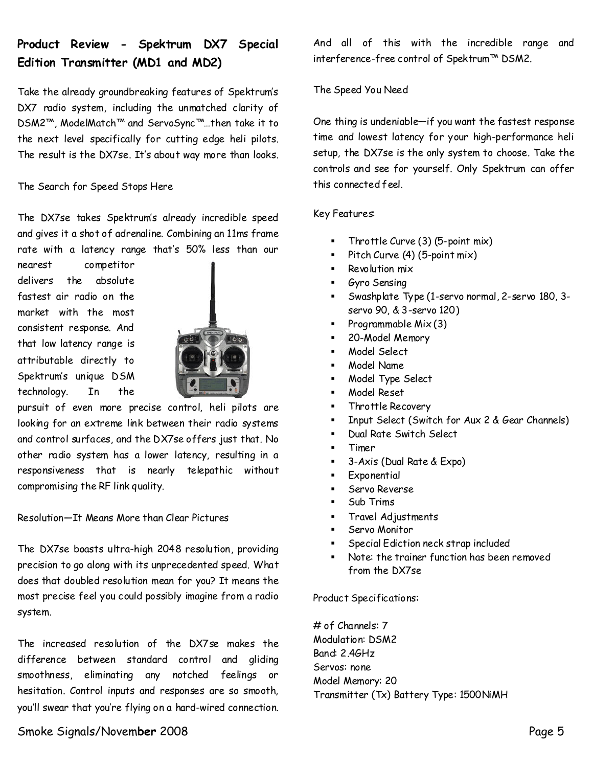## Product Review - Spektrum DX7 Special Edition Transmitter (MD1 and MD2)

Take the already groundbreaking features of Spektrum's DX7 radio system, including the unmatched clarity of DSM2™, ModelMatch™ and ServoSync™…then take it to the next level specifically for cutting edge heli pilots. The result is the DX7se. It's about way more than looks.

The Search for Speed Stops Here

The DX7se takes Spektrum's already incredible speed and gives it a shot of adrenaline. Combining an 11ms frame rate with a latency range that's 50% less than our nearest competitor delivers the absolute fastest air radio on the market with the most consistent response. And that low latency range is attributable directly to Spektrum's unique DSM technology. In the pursuit of even more precise control, heli pilots are looking for an extreme link between their radio systems and control surfaces, and the DX7se offers just that. No other radio system has a lower latency, resulting in a responsiveness that is nearly telepathic without compromising the RF link quality.

Resolution—It Means More than Clear Pictures

The DX7se boasts ultra-high 2048 resolution, providing precision to go along with its unprecedented speed. What does that doubled resolution mean for you? It means the most precise feel you could possibly imagine from a radio system.

The increased resolution of the DX7se makes the difference between standard control and gliding smoothness, eliminating any notched feelings or hesitation. Control inputs and responses are so smooth, you'll swear that you're flying on a hard-wired connection. And all of this with the incredible range and interference-free control of Spektrum™ DSM2.

The Speed You Need

One thing is undeniable—if you want the fastest response time and lowest latency for your high-performance heli setup, the DX7se is the only system to choose. Take the controls and see for yourself. Only Spektrum can offer this connected feel.

Key Features:

- Throttle Curve (3) (5-point mix)
- Pitch Curve (4) (5-point mix)
- Revolution mix
- Gyro Sensing
- Swashplate Type (1-servo normal, 2-servo 180, 3-servo 90, & 3-servo 120)
- Programmable Mix (3)
- 20-Model Memory
- Model Select
- Model Name
- Model Type Select
- Model Reset
- Throttle Recovery
- Input Select (Switch for Aux 2 & Gear Channels)
- Dual Rate Switch Select
- Timer
- 3-Axis (Dual Rate & Expo)
- Exponential
- Servo Reverse
- Sub Trims
- Travel Adjustments
- Servo Monitor
- Special Ediction neck strap included
- Note: the trainer function has been removed from the DX7se

Product Specifications:

# of Channels: 7
Modulation: DSM2
Band: 2.4GHz
Servos: none
Model Memory: 20
Transmitter (Tx) Battery Type: 1500NiMH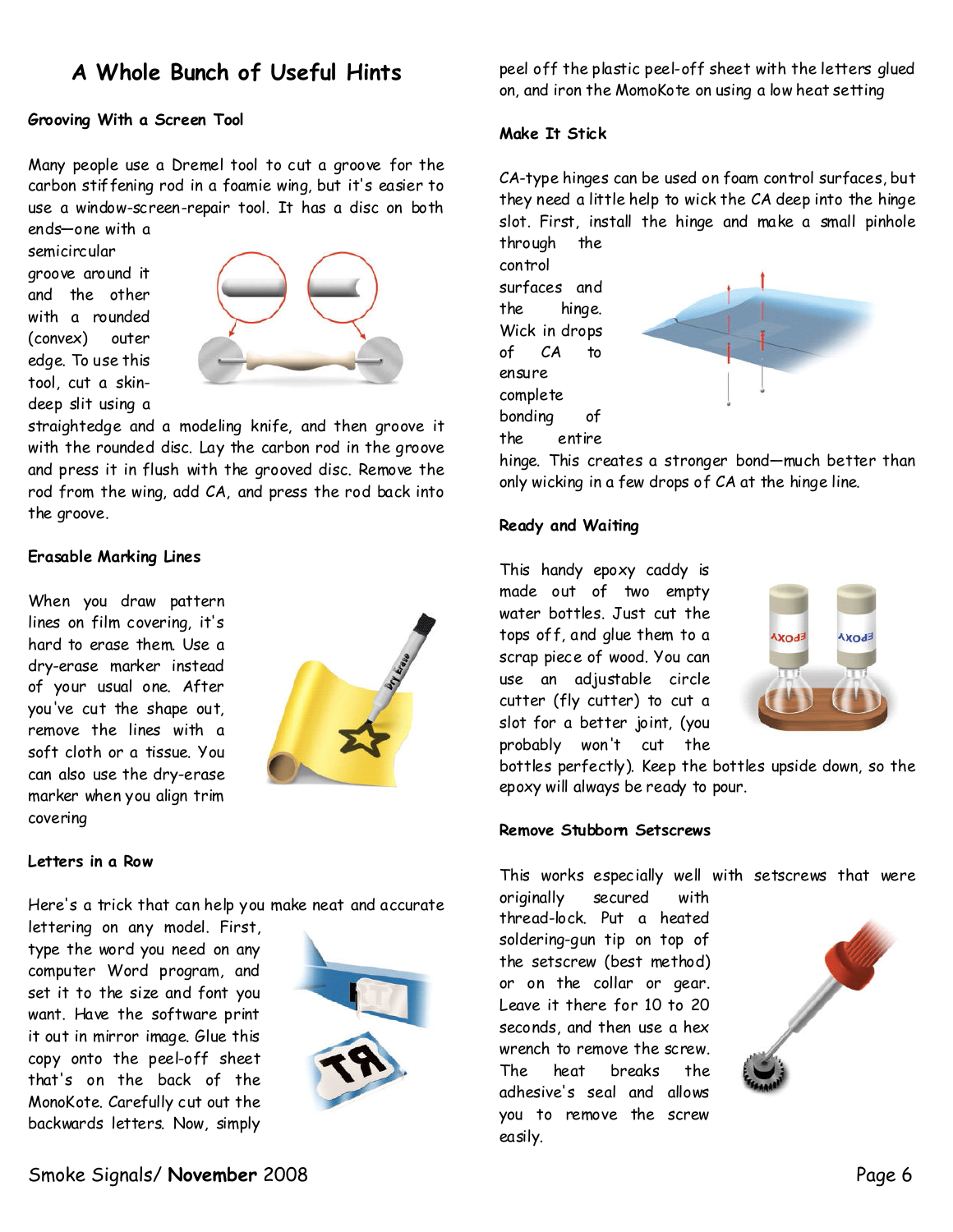# A Whole Bunch of Useful Hints

### Grooving With a Screen Tool

Many people use a Dremel tool to cut a groove for the carbon stiffening rod in a foamie wing, but it's easier to use a window-screen-repair tool. It has a disc on both ends—one with a semicircular groove around it and the other with a rounded (convex) outer edge. To use this tool, cut a skin-deep slit using a straightedge and a modeling knife, and then groove it with the rounded disc. Lay the carbon rod in the groove and press it in flush with the grooved disc. Remove the rod from the wing, add CA, and press the rod back into the groove.

### Erasable Marking Lines

When you draw pattern lines on film covering, it's hard to erase them. Use a dry-erase marker instead of your usual one. After you've cut the shape out, remove the lines with a soft cloth or a tissue. You can also use the dry-erase marker when you align trim covering

### Letters in a Row

Here's a trick that can help you make neat and accurate lettering on any model. First, type the word you need on any computer Word program, and set it to the size and font you want. Have the software print it out in mirror image. Glue this copy onto the peel-off sheet that's on the back of the MonoKote. Carefully cut out the backwards letters. Now, simply peel off the plastic peel-off sheet with the letters glued on, and iron the MomoKote on using a low heat setting

### Make It Stick

CA-type hinges can be used on foam control surfaces, but they need a little help to wick the CA deep into the hinge slot. First, install the hinge and make a small pinhole through the control surfaces and the hinge. Wick in drops of CA to ensure complete bonding of the entire hinge. This creates a stronger bond—much better than only wicking in a few drops of CA at the hinge line.

### Ready and Waiting

This handy epoxy caddy is made out of two empty water bottles. Just cut the tops off, and glue them to a scrap piece of wood. You can use an adjustable circle cutter (fly cutter) to cut a slot for a better joint, (you probably won't cut the bottles perfectly). Keep the bottles upside down, so the epoxy will always be ready to pour.

### Remove Stubborn Setscrews

This works especially well with setscrews that were originally secured with thread-lock. Put a heated soldering-gun tip on top of the setscrew (best method) or on the collar or gear. Leave it there for 10 to 20 seconds, and then use a hex wrench to remove the screw. The heat breaks the adhesive's seal and allows you to remove the screw easily.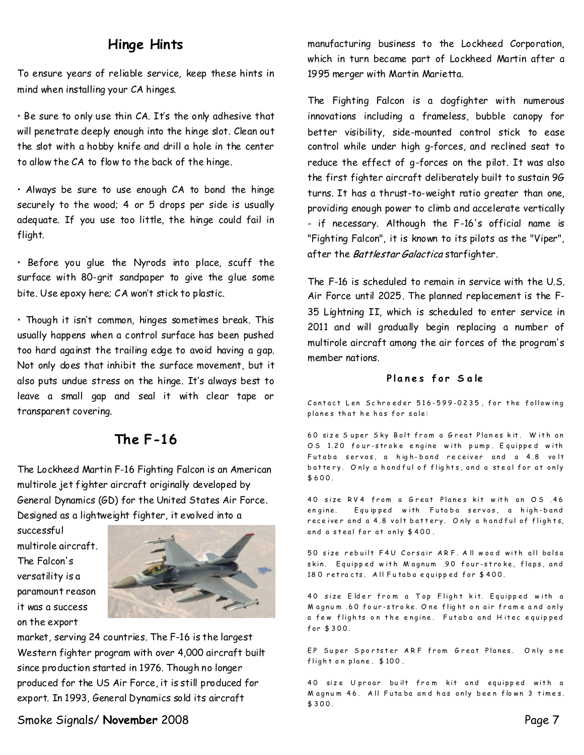## Hinge Hints

To ensure years of reliable service, keep these hints in mind when installing your CA hinges.

• Be sure to only use thin CA. It's the only adhesive that will penetrate deeply enough into the hinge slot. Clean out the slot with a hobby knife and drill a hole in the center to allow the CA to flow to the back of the hinge.

• Always be sure to use enough CA to bond the hinge securely to the wood; 4 or 5 drops per side is usually adequate. If you use too little, the hinge could fail in flight.

• Before you glue the Nyrods into place, scuff the surface with 80-grit sandpaper to give the glue some bite. Use epoxy here; CA won't stick to plastic.

• Though it isn't common, hinges sometimes break. This usually happens when a control surface has been pushed too hard against the trailing edge to avoid having a gap. Not only does that inhibit the surface movement, but it also puts undue stress on the hinge. It's always best to leave a small gap and seal it with clear tape or transparent covering.

## The F-16

The Lockheed Martin F-16 Fighting Falcon is an American multirole jet fighter aircraft originally developed by General Dynamics (GD) for the United States Air Force. Designed as a lightweight fighter, it evolved into a successful multirole aircraft. The Falcon's versatility is a paramount reason it was a success on the export market, serving 24 countries. The F-16 is the largest Western fighter program with over 4,000 aircraft built since production started in 1976. Though no longer produced for the US Air Force, it is still produced for export. In 1993, General Dynamics sold its aircraft manufacturing business to the Lockheed Corporation, which in turn became part of Lockheed Martin after a 1995 merger with Martin Marietta.

The Fighting Falcon is a dogfighter with numerous innovations including a frameless, bubble canopy for better visibility, side-mounted control stick to ease control while under high g-forces, and reclined seat to reduce the effect of g-forces on the pilot. It was also the first fighter aircraft deliberately built to sustain 9G turns. It has a thrust-to-weight ratio greater than one, providing enough power to climb and accelerate vertically - if necessary. Although the F-16's official name is "Fighting Falcon", it is known to its pilots as the "Viper", after the *Battlestar Galactica* starfighter.

The F-16 is scheduled to remain in service with the U.S. Air Force until 2025. The planned replacement is the F-35 Lightning II, which is scheduled to enter service in 2011 and will gradually begin replacing a number of multirole aircraft among the air forces of the program's member nations.

### Planes for Sale

Contact Len Schroeder 516-599-0235, for the following planes that he has for sale:

60 size Super Sky Bolt from a Great Planes kit. With an OS 1.20 four-stroke engine with pump. Equipped with Futaba servos, a high-band receiver and a 4.8 volt battery. Only a handful of flights, and a steal for at only $600.

40 size RV4 from a Great Planes kit with an OS .46 engine. Equipped with Futaba servos, a high-band receiver and a 4.8 volt battery. Only a handful of flights, and a steal for at only $400.

50 size rebuilt F4U Corsair ARF. All wood with all balsa skin. Equipped with Magnum .90 four-stroke, flaps, and 180 retracts. All Futaba equipped for $400.

40 size Elder from a Top Flight kit. Equipped with a Magnum .60 four-stroke. One flight on air frame and only a few flights on the engine. Futaba and Hitec equipped for $300.

EP Super Sportster ARF from Great Planes. Only one flight on plane. $100.

40 size Uproar built from kit and equipped with a Magnum 46. All Futaba and has only been flown 3 times. $300.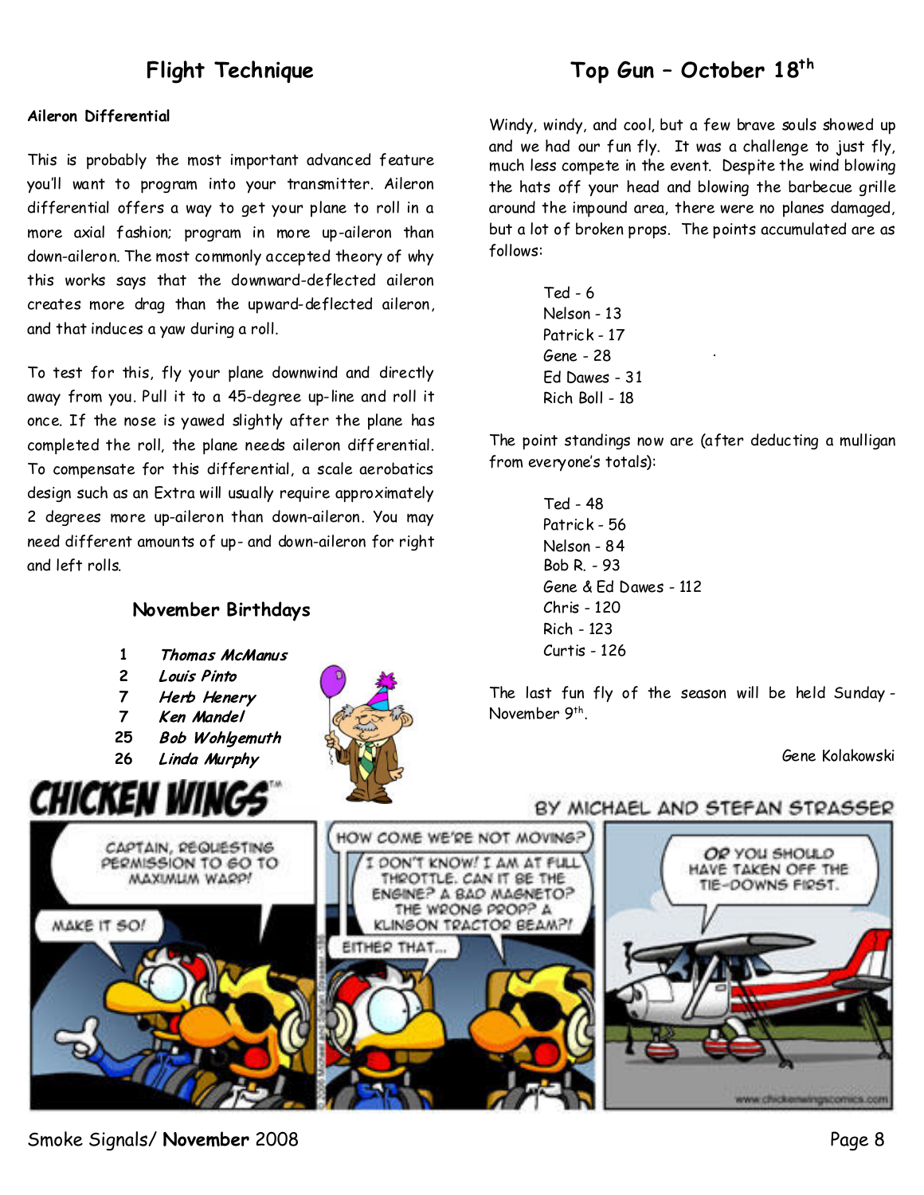## Flight Technique

**Aileron Differential**

This is probably the most important advanced feature you'll want to program into your transmitter. Aileron differential offers a way to get your plane to roll in a more axial fashion; program in more up-aileron than down-aileron. The most commonly accepted theory of why this works says that the downward-deflected aileron creates more drag than the upward-deflected aileron, and that induces a yaw during a roll.

To test for this, fly your plane downwind and directly away from you. Pull it to a 45-degree up-line and roll it once. If the nose is yawed slightly after the plane has completed the roll, the plane needs aileron differential. To compensate for this differential, a scale aerobatics design such as an Extra will usually require approximately 2 degrees more up-aileron than down-aileron. You may need different amounts of up- and down-aileron for right and left rolls.

## November Birthdays

| | |
|---|---|
| 1 | *Thomas McManus* |
| 2 | *Louis Pinto* |
| 7 | *Herb Henery* |
| 7 | *Ken Mandel* |
| 25 | *Bob Wohlgemuth* |
| 26 | *Linda Murphy* |

## Top Gun – October 18th

Windy, windy, and cool, but a few brave souls showed up and we had our fun fly. It was a challenge to just fly, much less compete in the event. Despite the wind blowing the hats off your head and blowing the barbecue grille around the impound area, there were no planes damaged, but a lot of broken props. The points accumulated are as follows:

Ted - 6
Nelson - 13
Patrick - 17
Gene - 28
Ed Dawes - 31
Rich Boll - 18

The point standings now are (after deducting a mulligan from everyone's totals):

Ted - 48
Patrick - 56
Nelson - 84
Bob R. - 93
Gene & Ed Dawes - 112
Chris - 120
Rich - 123
Curtis - 126

The last fun fly of the season will be held Sunday - November 9th.

Gene Kolakowski